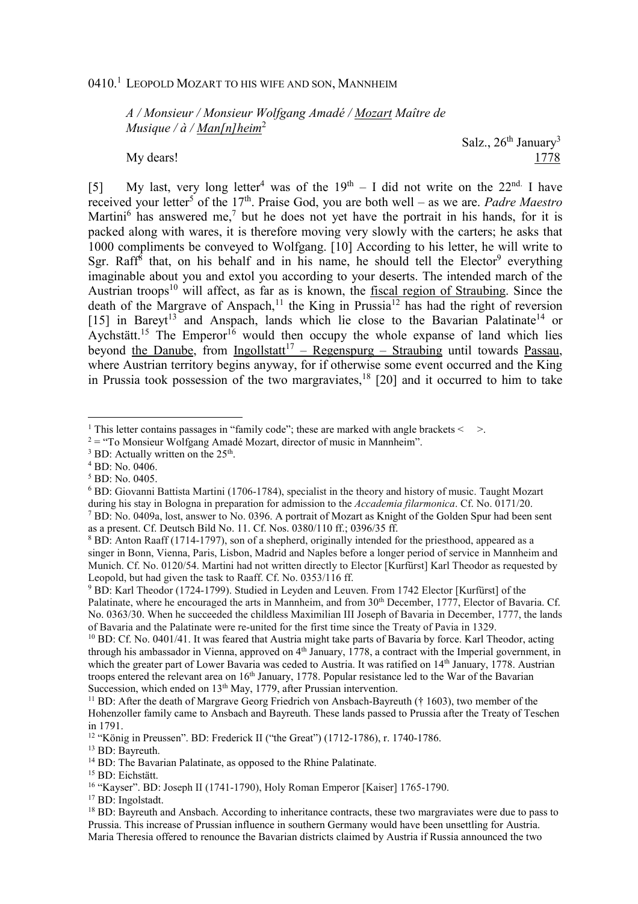0410.[1] LEOPOLD MOZART TO HIS WIFE AND SON, MANNHEIM

*A / Monsieur / Monsieur Wolfgang Amadé / Mozart Maître de Musique / à / Man[n]heim*[2]

Salz., 26th January[3]
My dears! 1778

[5] My last, very long letter[4] was of the 19th – I did not write on the 22nd. I have received your letter[5] of the 17th. Praise God, you are both well – as we are. *Padre Maestro* Martini[6] has answered me,[7] but he does not yet have the portrait in his hands, for it is packed along with wares, it is therefore moving very slowly with the carters; he asks that 1000 compliments be conveyed to Wolfgang. [10] According to his letter, he will write to Sgr. Raff[8] that, on his behalf and in his name, he should tell the Elector[9] everything imaginable about you and extol you according to your deserts. The intended march of the Austrian troops[10] will affect, as far as is known, the fiscal region of Straubing. Since the death of the Margrave of Anspach,[11] the King in Prussia[12] has had the right of reversion [15] in Bareyt[13] and Anspach, lands which lie close to the Bavarian Palatinate[14] or Aychstätt.[15] The Emperor[16] would then occupy the whole expanse of land which lies beyond the Danube, from Ingollstatt[17] – Regenspurg – Straubing until towards Passau, where Austrian territory begins anyway, for if otherwise some event occurred and the King in Prussia took possession of the two margraviates,[18] [20] and it occurred to him to take

---

[1] This letter contains passages in "family code"; these are marked with angle brackets < >.

[2] = "To Monsieur Wolfgang Amadé Mozart, director of music in Mannheim".

[3] BD: Actually written on the 25th.

[4] BD: No. 0406.

[5] BD: No. 0405.

[6] BD: Giovanni Battista Martini (1706-1784), specialist in the theory and history of music. Taught Mozart during his stay in Bologna in preparation for admission to the *Accademia filarmonica*. Cf. No. 0171/20.

[7] BD: No. 0409a, lost, answer to No. 0396. A portrait of Mozart as Knight of the Golden Spur had been sent as a present. Cf. Deutsch Bild No. 11. Cf. Nos. 0380/110 ff.; 0396/35 ff.

[8] BD: Anton Raaff (1714-1797), son of a shepherd, originally intended for the priesthood, appeared as a singer in Bonn, Vienna, Paris, Lisbon, Madrid and Naples before a longer period of service in Mannheim and Munich. Cf. No. 0120/54. Martini had not written directly to Elector [Kurfürst] Karl Theodor as requested by Leopold, but had given the task to Raaff. Cf. No. 0353/116 ff.

[9] BD: Karl Theodor (1724-1799). Studied in Leyden and Leuven. From 1742 Elector [Kurfürst] of the Palatinate, where he encouraged the arts in Mannheim, and from 30th December, 1777, Elector of Bavaria. Cf. No. 0363/30. When he succeeded the childless Maximilian III Joseph of Bavaria in December, 1777, the lands of Bavaria and the Palatinate were re-united for the first time since the Treaty of Pavia in 1329.

[10] BD: Cf. No. 0401/41. It was feared that Austria might take parts of Bavaria by force. Karl Theodor, acting through his ambassador in Vienna, approved on 4th January, 1778, a contract with the Imperial government, in which the greater part of Lower Bavaria was ceded to Austria. It was ratified on 14th January, 1778. Austrian troops entered the relevant area on 16th January, 1778. Popular resistance led to the War of the Bavarian Succession, which ended on 13th May, 1779, after Prussian intervention.

[11] BD: After the death of Margrave Georg Friedrich von Ansbach-Bayreuth († 1603), two member of the Hohenzoller family came to Ansbach and Bayreuth. These lands passed to Prussia after the Treaty of Teschen in 1791.

[12] "König in Preussen". BD: Frederick II ("the Great") (1712-1786), r. 1740-1786.

[13] BD: Bayreuth.

[14] BD: The Bavarian Palatinate, as opposed to the Rhine Palatinate.

[15] BD: Eichstätt.

[16] "Kayser". BD: Joseph II (1741-1790), Holy Roman Emperor [Kaiser] 1765-1790.

[17] BD: Ingolstadt.

[18] BD: Bayreuth and Ansbach. According to inheritance contracts, these two margraviates were due to pass to Prussia. This increase of Prussian influence in southern Germany would have been unsettling for Austria. Maria Theresia offered to renounce the Bavarian districts claimed by Austria if Russia announced the two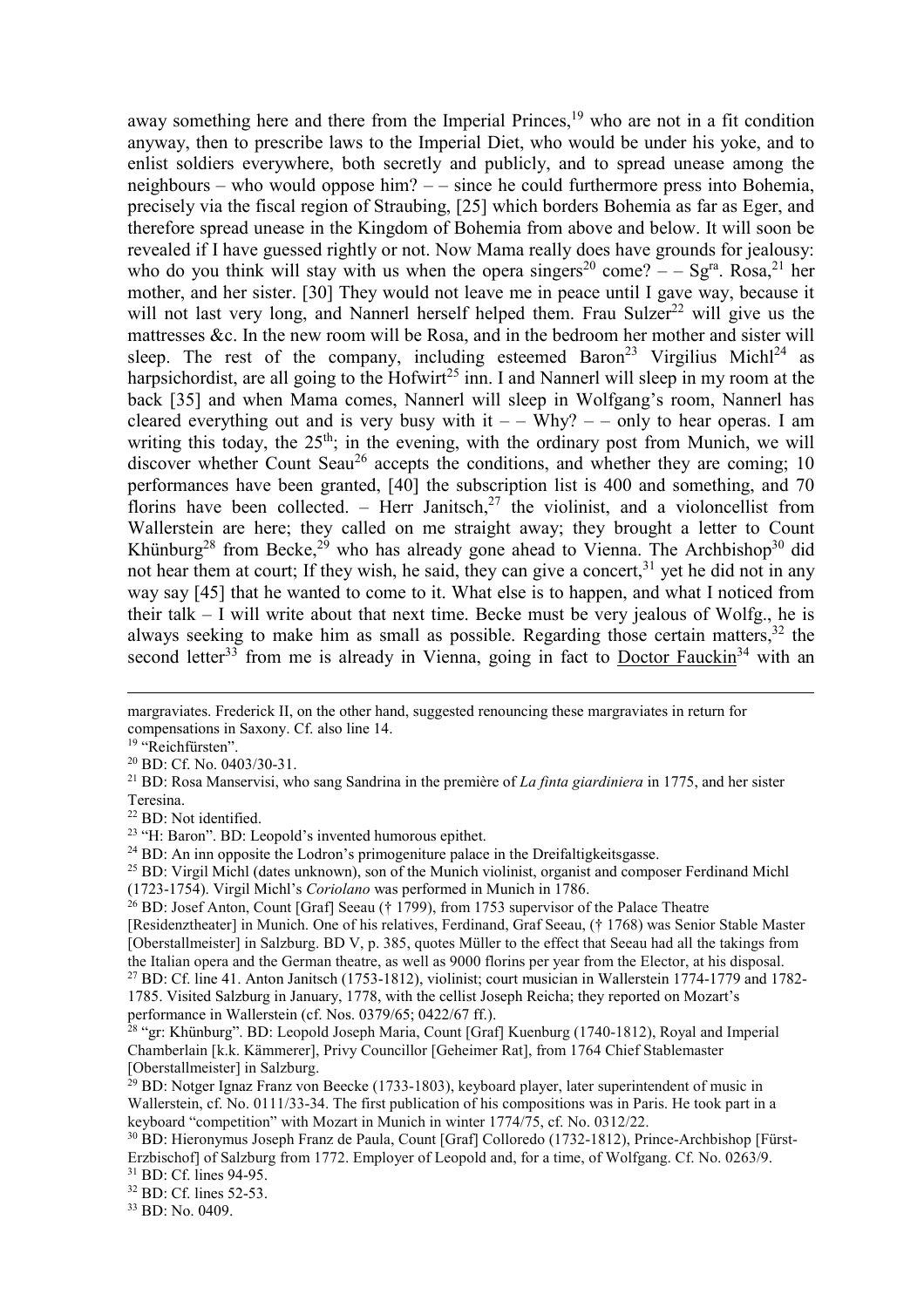away something here and there from the Imperial Princes,[19] who are not in a fit condition anyway, then to prescribe laws to the Imperial Diet, who would be under his yoke, and to enlist soldiers everywhere, both secretly and publicly, and to spread unease among the neighbours – who would oppose him? – – since he could furthermore press into Bohemia, precisely via the fiscal region of Straubing, [25] which borders Bohemia as far as Eger, and therefore spread unease in the Kingdom of Bohemia from above and below. It will soon be revealed if I have guessed rightly or not. Now Mama really does have grounds for jealousy: who do you think will stay with us when the opera singers[20] come? – – Sgra. Rosa,[21] her mother, and her sister. [30] They would not leave me in peace until I gave way, because it will not last very long, and Nannerl herself helped them. Frau Sulzer[22] will give us the mattresses &c. In the new room will be Rosa, and in the bedroom her mother and sister will sleep. The rest of the company, including esteemed Baron[23] Virgilius Michl[24] as harpsichordist, are all going to the Hofwirt[25] inn. I and Nannerl will sleep in my room at the back [35] and when Mama comes, Nannerl will sleep in Wolfgang's room, Nannerl has cleared everything out and is very busy with it – – Why? – – only to hear operas. I am writing this today, the 25th; in the evening, with the ordinary post from Munich, we will discover whether Count Seau[26] accepts the conditions, and whether they are coming; 10 performances have been granted, [40] the subscription list is 400 and something, and 70 florins have been collected. – Herr Janitsch,[27] the violinist, and a violoncellist from Wallerstein are here; they called on me straight away; they brought a letter to Count Khünburg[28] from Becke,[29] who has already gone ahead to Vienna. The Archbishop[30] did not hear them at court; If they wish, he said, they can give a concert,[31] yet he did not in any way say [45] that he wanted to come to it. What else is to happen, and what I noticed from their talk – I will write about that next time. Becke must be very jealous of Wolfg., he is always seeking to make him as small as possible. Regarding those certain matters,[32] the second letter[33] from me is already in Vienna, going in fact to Doctor Fauckin[34] with an

---

margraviates. Frederick II, on the other hand, suggested renouncing these margraviates in return for compensations in Saxony. Cf. also line 14.

[19] "Reichfürsten".

[20] BD: Cf. No. 0403/30-31.

[21] BD: Rosa Manservisi, who sang Sandrina in the première of *La finta giardiniera* in 1775, and her sister Teresina.

[22] BD: Not identified.

[23] "H: Baron". BD: Leopold's invented humorous epithet.

[24] BD: An inn opposite the Lodron's primogeniture palace in the Dreifaltigkeitsgasse.

[25] BD: Virgil Michl (dates unknown), son of the Munich violinist, organist and composer Ferdinand Michl (1723-1754). Virgil Michl's *Coriolano* was performed in Munich in 1786.

[26] BD: Josef Anton, Count [Graf] Seeau († 1799), from 1753 supervisor of the Palace Theatre [Residenztheater] in Munich. One of his relatives, Ferdinand, Graf Seeau, († 1768) was Senior Stable Master [Oberstallmeister] in Salzburg. BD V, p. 385, quotes Müller to the effect that Seeau had all the takings from the Italian opera and the German theatre, as well as 9000 florins per year from the Elector, at his disposal.

[27] BD: Cf. line 41. Anton Janitsch (1753-1812), violinist; court musician in Wallerstein 1774-1779 and 1782-1785. Visited Salzburg in January, 1778, with the cellist Joseph Reicha; they reported on Mozart's performance in Wallerstein (cf. Nos. 0379/65; 0422/67 ff.).

[28] "gr: Khünburg". BD: Leopold Joseph Maria, Count [Graf] Kuenburg (1740-1812), Royal and Imperial Chamberlain [k.k. Kämmerer], Privy Councillor [Geheimer Rat], from 1764 Chief Stablemaster [Oberstallmeister] in Salzburg.

[29] BD: Notger Ignaz Franz von Beecke (1733-1803), keyboard player, later superintendent of music in Wallerstein, cf. No. 0111/33-34. The first publication of his compositions was in Paris. He took part in a keyboard "competition" with Mozart in Munich in winter 1774/75, cf. No. 0312/22.

[30] BD: Hieronymus Joseph Franz de Paula, Count [Graf] Colloredo (1732-1812), Prince-Archbishop [Fürst-Erzbischof] of Salzburg from 1772. Employer of Leopold and, for a time, of Wolfgang. Cf. No. 0263/9.

[31] BD: Cf. lines 94-95.

[32] BD: Cf. lines 52-53.

[33] BD: No. 0409.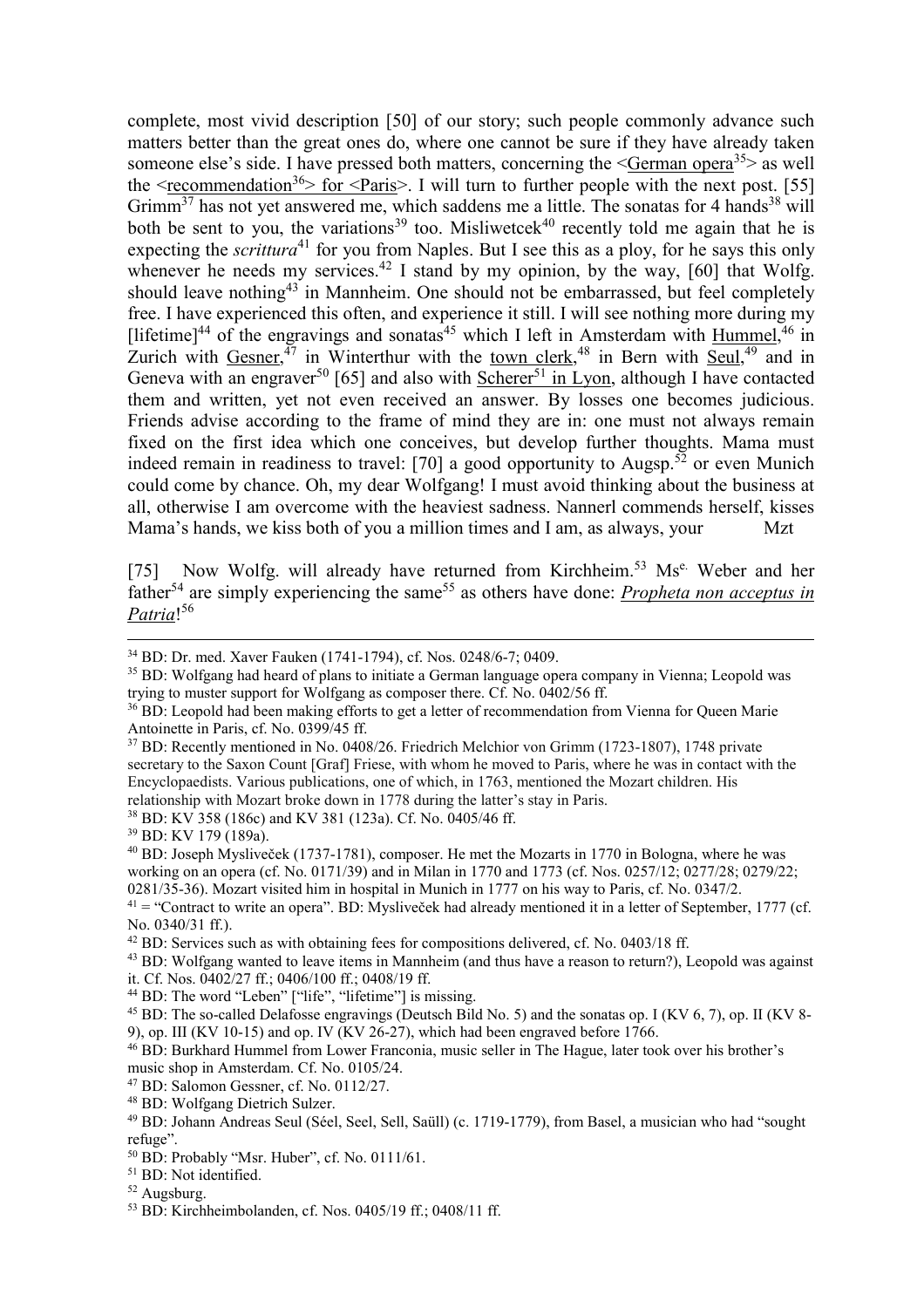complete, most vivid description [50] of our story; such people commonly advance such matters better than the great ones do, where one cannot be sure if they have already taken someone else's side. I have pressed both matters, concerning the <German opera[35]> as well the <recommendation[36]> for <Paris>. I will turn to further people with the next post. [55] Grimm[37] has not yet answered me, which saddens me a little. The sonatas for 4 hands[38] will both be sent to you, the variations[39] too. Misliwetcek[40] recently told me again that he is expecting the *scrittura*[41] for you from Naples. But I see this as a ploy, for he says this only whenever he needs my services.[42] I stand by my opinion, by the way, [60] that Wolfg. should leave nothing[43] in Mannheim. One should not be embarrassed, but feel completely free. I have experienced this often, and experience it still. I will see nothing more during my [lifetime][44] of the engravings and sonatas[45] which I left in Amsterdam with Hummel,[46] in Zurich with Gesner,[47] in Winterthur with the town clerk,[48] in Bern with Seul,[49] and in Geneva with an engraver[50] [65] and also with Scherer[51] in Lyon, although I have contacted them and written, yet not even received an answer. By losses one becomes judicious. Friends advise according to the frame of mind they are in: one must not always remain fixed on the first idea which one conceives, but develop further thoughts. Mama must indeed remain in readiness to travel: [70] a good opportunity to Augsp.[52] or even Munich could come by chance. Oh, my dear Wolfgang! I must avoid thinking about the business at all, otherwise I am overcome with the heaviest sadness. Nannerl commends herself, kisses Mama's hands, we kiss both of you a million times and I am, as always, your Mzt

[75] Now Wolfg. will already have returned from Kirchheim.[53] Ms[e.] Weber and her father[54] are simply experiencing the same[55] as others have done: *Propheta non acceptus in Patria*![56]

---

[34] BD: Dr. med. Xaver Fauken (1741-1794), cf. Nos. 0248/6-7; 0409.

[35] BD: Wolfgang had heard of plans to initiate a German language opera company in Vienna; Leopold was trying to muster support for Wolfgang as composer there. Cf. No. 0402/56 ff.

[36] BD: Leopold had been making efforts to get a letter of recommendation from Vienna for Queen Marie Antoinette in Paris, cf. No. 0399/45 ff.

[37] BD: Recently mentioned in No. 0408/26. Friedrich Melchior von Grimm (1723-1807), 1748 private secretary to the Saxon Count [Graf] Friese, with whom he moved to Paris, where he was in contact with the Encyclopaedists. Various publications, one of which, in 1763, mentioned the Mozart children. His relationship with Mozart broke down in 1778 during the latter's stay in Paris.

[38] BD: KV 358 (186c) and KV 381 (123a). Cf. No. 0405/46 ff.

[39] BD: KV 179 (189a).

[40] BD: Joseph Mysliveček (1737-1781), composer. He met the Mozarts in 1770 in Bologna, where he was working on an opera (cf. No. 0171/39) and in Milan in 1770 and 1773 (cf. Nos. 0257/12; 0277/28; 0279/22; 0281/35-36). Mozart visited him in hospital in Munich in 1777 on his way to Paris, cf. No. 0347/2.

[41] = "Contract to write an opera". BD: Mysliveček had already mentioned it in a letter of September, 1777 (cf. No. 0340/31 ff.).

[42] BD: Services such as with obtaining fees for compositions delivered, cf. No. 0403/18 ff.

[43] BD: Wolfgang wanted to leave items in Mannheim (and thus have a reason to return?), Leopold was against it. Cf. Nos. 0402/27 ff.; 0406/100 ff.; 0408/19 ff.

[44] BD: The word "Leben" ["life", "lifetime"] is missing.

[45] BD: The so-called Delafosse engravings (Deutsch Bild No. 5) and the sonatas op. I (KV 6, 7), op. II (KV 8-9), op. III (KV 10-15) and op. IV (KV 26-27), which had been engraved before 1766.

[46] BD: Burkhard Hummel from Lower Franconia, music seller in The Hague, later took over his brother's music shop in Amsterdam. Cf. No. 0105/24.

[47] BD: Salomon Gessner, cf. No. 0112/27.

[48] BD: Wolfgang Dietrich Sulzer.

[49] BD: Johann Andreas Seul (Séel, Seel, Sell, Saüll) (c. 1719-1779), from Basel, a musician who had "sought refuge".

[50] BD: Probably "Msr. Huber", cf. No. 0111/61.

[51] BD: Not identified.

[52] Augsburg.

[53] BD: Kirchheimbolanden, cf. Nos. 0405/19 ff.; 0408/11 ff.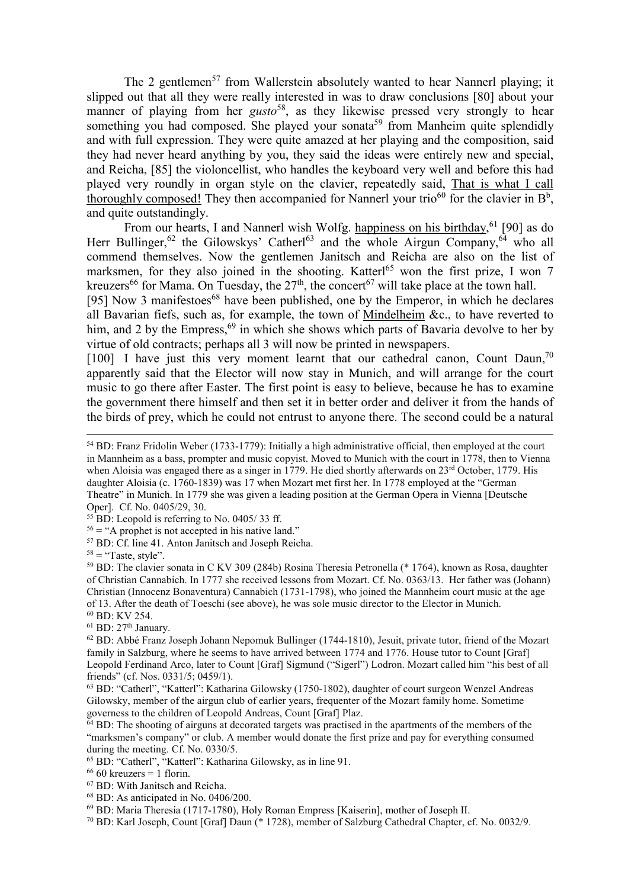The 2 gentlemen[57] from Wallerstein absolutely wanted to hear Nannerl playing; it slipped out that all they were really interested in was to draw conclusions [80] about your manner of playing from her *gusto*[58], as they likewise pressed very strongly to hear something you had composed. She played your sonata[59] from Manheim quite splendidly and with full expression. They were quite amazed at her playing and the composition, said they had never heard anything by you, they said the ideas were entirely new and special, and Reicha, [85] the violoncellist, who handles the keyboard very well and before this had played very roundly in organ style on the clavier, repeatedly said, <u>That is what I call thoroughly composed!</u> They then accompanied for Nannerl your trio[60] for the clavier in $B^b$, and quite outstandingly.

From our hearts, I and Nannerl wish Wolfg. <u>happiness on his birthday</u>,[61] [90] as do Herr Bullinger,[62] the Gilowskys' Catherl[63] and the whole Airgun Company,[64] who all commend themselves. Now the gentlemen Janitsch and Reicha are also on the list of marksmen, for they also joined in the shooting. Katterl[65] won the first prize, I won 7 kreuzers[66] for Mama. On Tuesday, the 27th, the concert[67] will take place at the town hall.

[95] Now 3 manifestoes[68] have been published, one by the Emperor, in which he declares all Bavarian fiefs, such as, for example, the town of <u>Mindelheim</u> &c., to have reverted to him, and 2 by the Empress,[69] in which she shows which parts of Bavaria devolve to her by virtue of old contracts; perhaps all 3 will now be printed in newspapers.

[100] I have just this very moment learnt that our cathedral canon, Count Daun,[70] apparently said that the Elector will now stay in Munich, and will arrange for the court music to go there after Easter. The first point is easy to believe, because he has to examine the government there himself and then set it in better order and deliver it from the hands of the birds of prey, which he could not entrust to anyone there. The second could be a natural

---

[54] BD: Franz Fridolin Weber (1733-1779): Initially a high administrative official, then employed at the court in Mannheim as a bass, prompter and music copyist. Moved to Munich with the court in 1778, then to Vienna when Aloisia was engaged there as a singer in 1779. He died shortly afterwards on 23rd October, 1779. His daughter Aloisia (c. 1760-1839) was 17 when Mozart met first her. In 1778 employed at the "German Theatre" in Munich. In 1779 she was given a leading position at the German Opera in Vienna [Deutsche Oper]. Cf. No. 0405/29, 30.

[55] BD: Leopold is referring to No. 0405/ 33 ff.

[56] = "A prophet is not accepted in his native land."

[57] BD: Cf. line 41. Anton Janitsch and Joseph Reicha.

[58] = "Taste, style".

[59] BD: The clavier sonata in C KV 309 (284b) Rosina Theresia Petronella (* 1764), known as Rosa, daughter of Christian Cannabich. In 1777 she received lessons from Mozart. Cf. No. 0363/13. Her father was (Johann) Christian (Innocenz Bonaventura) Cannabich (1731-1798), who joined the Mannheim court music at the age of 13. After the death of Toeschi (see above), he was sole music director to the Elector in Munich.

[60] BD: KV 254.

[61] BD: 27th January.

[62] BD: Abbé Franz Joseph Johann Nepomuk Bullinger (1744-1810), Jesuit, private tutor, friend of the Mozart family in Salzburg, where he seems to have arrived between 1774 and 1776. House tutor to Count [Graf] Leopold Ferdinand Arco, later to Count [Graf] Sigmund ("Sigerl") Lodron. Mozart called him "his best of all friends" (cf. Nos. 0331/5; 0459/1).

[63] BD: "Catherl", "Katterl": Katharina Gilowsky (1750-1802), daughter of court surgeon Wenzel Andreas Gilowsky, member of the airgun club of earlier years, frequenter of the Mozart family home. Sometime governess to the children of Leopold Andreas, Count [Graf] Plaz.

[64] BD: The shooting of airguns at decorated targets was practised in the apartments of the members of the "marksmen's company" or club. A member would donate the first prize and pay for everything consumed during the meeting. Cf. No. 0330/5.

[65] BD: "Catherl", "Katterl": Katharina Gilowsky, as in line 91.

[66] 60 kreuzers = 1 florin.

[67] BD: With Janitsch and Reicha.

[68] BD: As anticipated in No. 0406/200.

[69] BD: Maria Theresia (1717-1780), Holy Roman Empress [Kaiserin], mother of Joseph II.

[70] BD: Karl Joseph, Count [Graf] Daun (* 1728), member of Salzburg Cathedral Chapter, cf. No. 0032/9.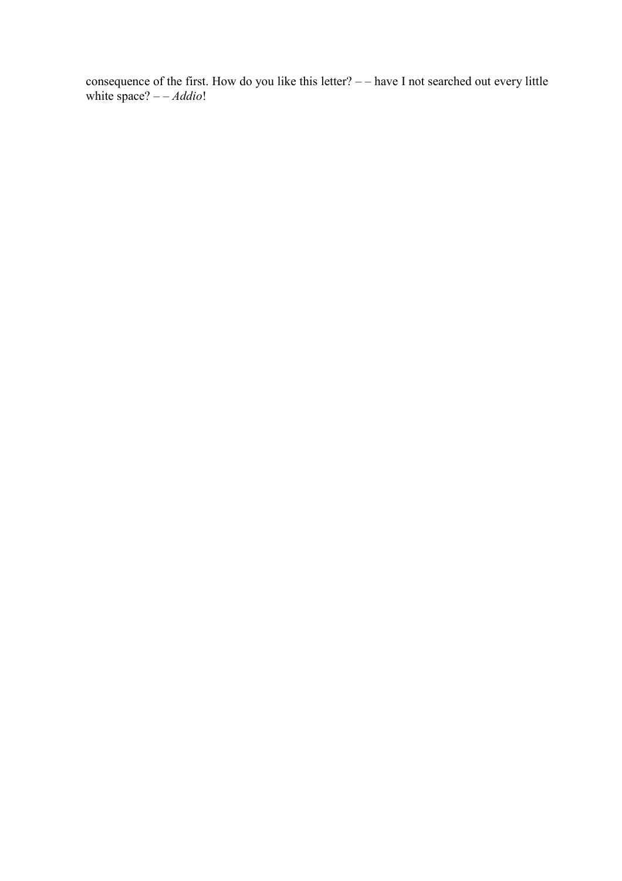consequence of the first. How do you like this letter? – – have I not searched out every little white space? – – *Addio*!